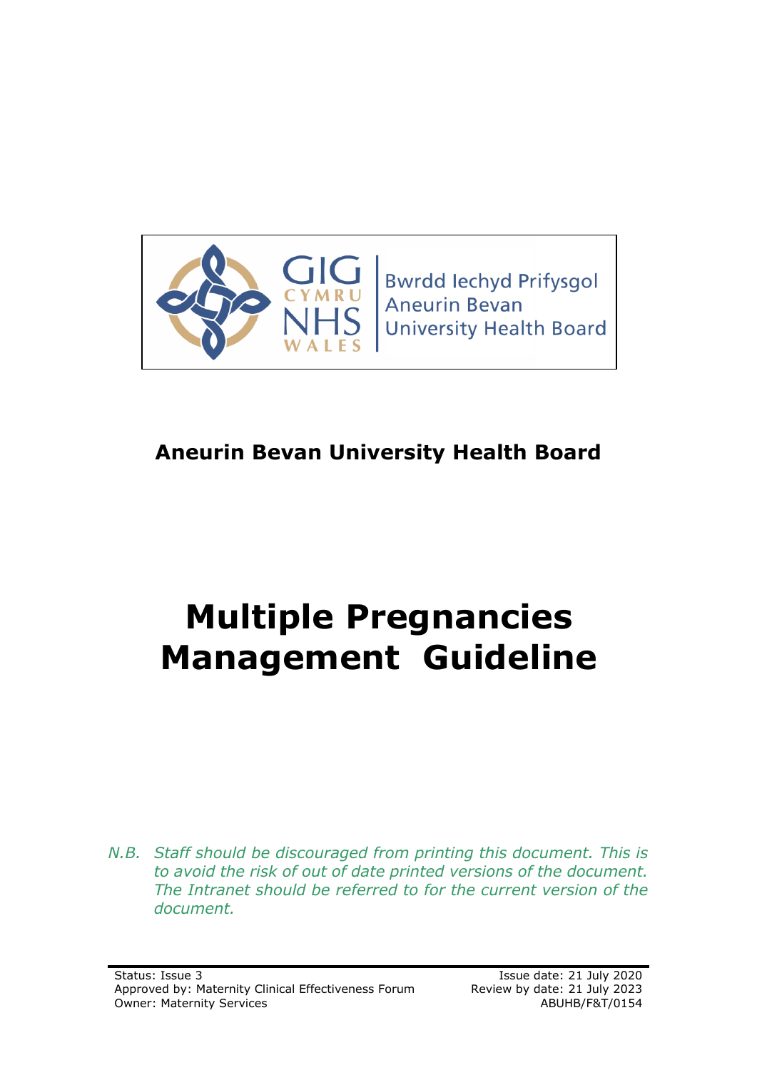Bwrdd Iechyd Prifysgol Aneurin Bevan University Health Board

**Aneurin Bevan University Health Board**

# Multiple Pregnancies Management Guideline

*N.B. Staff should be discouraged from printing this document. This is to avoid the risk of out of date printed versions of the document. The Intranet should be referred to for the current version of the document.*

Status: Issue 3
Approved by: Maternity Clinical Effectiveness Forum
Owner: Maternity Services

Issue date: 21 July 2020
Review by date: 21 July 2023
ABUHB/F&T/0154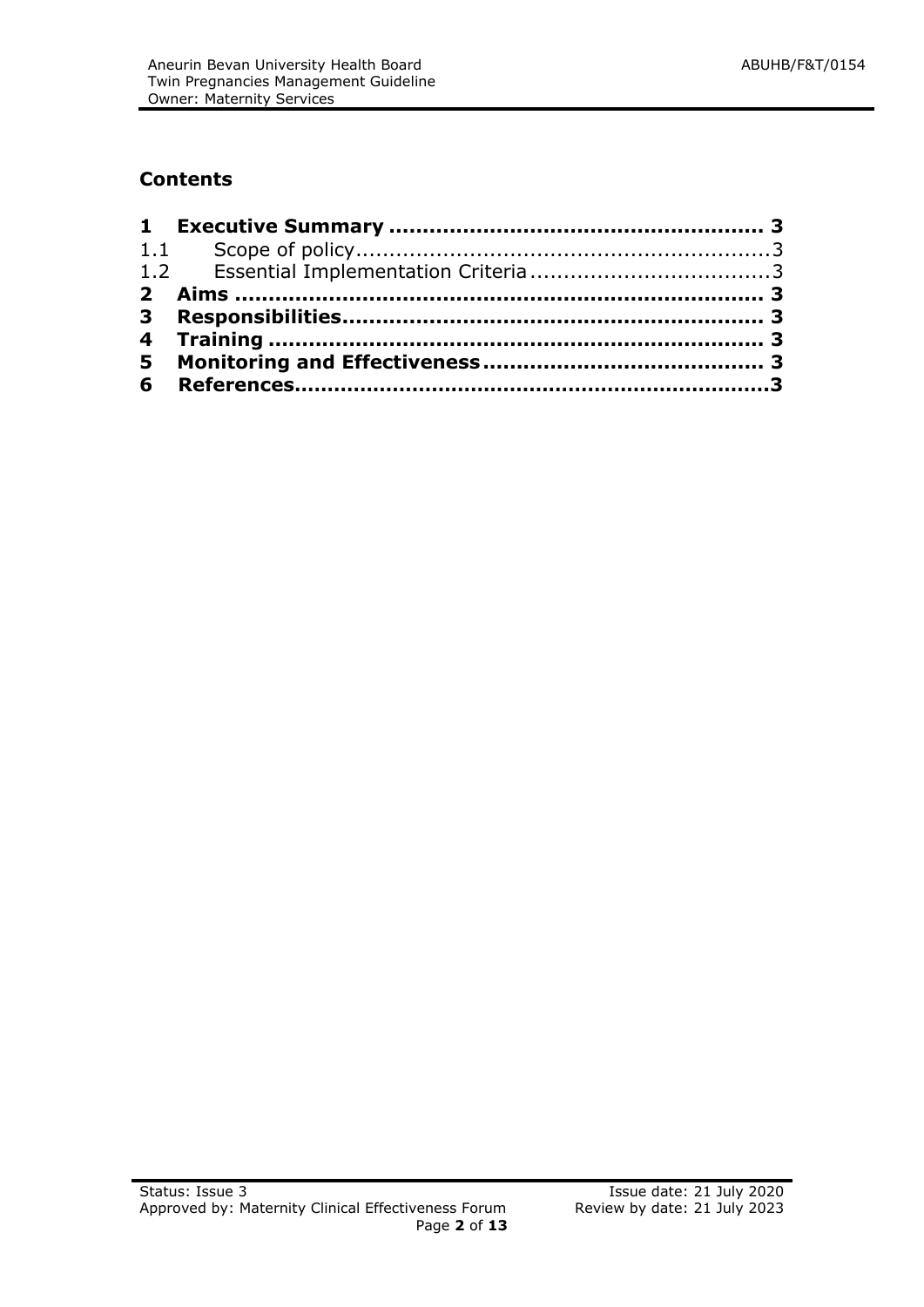## Contents

**1 Executive Summary ...................................................... 3**

1.1 Scope of policy............................................................3

1.2 Essential Implementation Criteria...................................3

**2 Aims ............................................................................ 3**

**3 Responsibilities............................................................ 3**

**4 Training ...................................................................... 3**

**5 Monitoring and Effectiveness......................................... 3**

**6 References....................................................................3**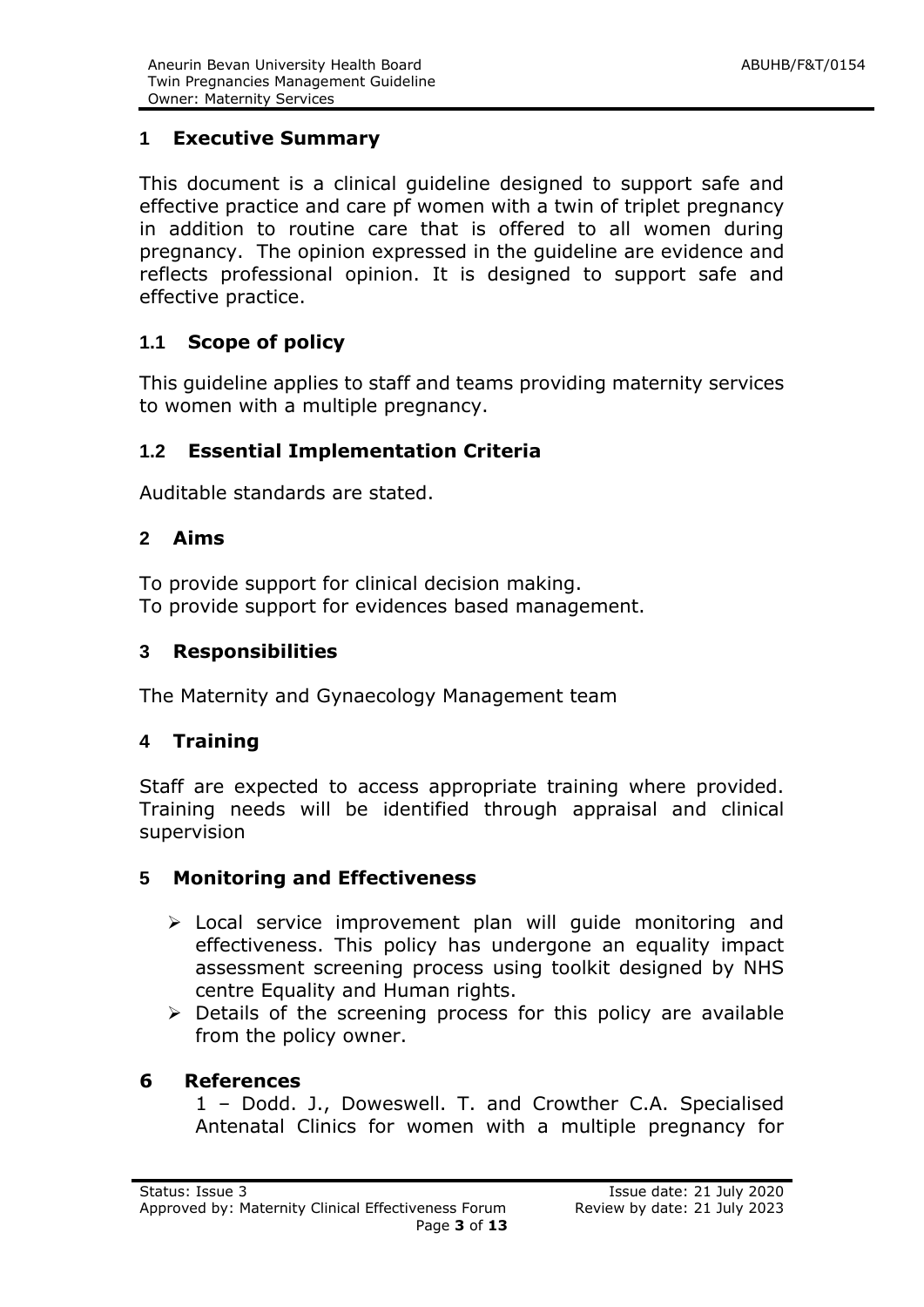## 1 Executive Summary

This document is a clinical guideline designed to support safe and effective practice and care pf women with a twin of triplet pregnancy in addition to routine care that is offered to all women during pregnancy. The opinion expressed in the guideline are evidence and reflects professional opinion. It is designed to support safe and effective practice.

### 1.1 Scope of policy

This guideline applies to staff and teams providing maternity services to women with a multiple pregnancy.

### 1.2 Essential Implementation Criteria

Auditable standards are stated.

## 2 Aims

To provide support for clinical decision making.
To provide support for evidences based management.

## 3 Responsibilities

The Maternity and Gynaecology Management team

## 4 Training

Staff are expected to access appropriate training where provided. Training needs will be identified through appraisal and clinical supervision

## 5 Monitoring and Effectiveness

- Local service improvement plan will guide monitoring and effectiveness. This policy has undergone an equality impact assessment screening process using toolkit designed by NHS centre Equality and Human rights.
- Details of the screening process for this policy are available from the policy owner.

## 6 References

1 – Dodd. J., Doweswell. T. and Crowther C.A. Specialised Antenatal Clinics for women with a multiple pregnancy for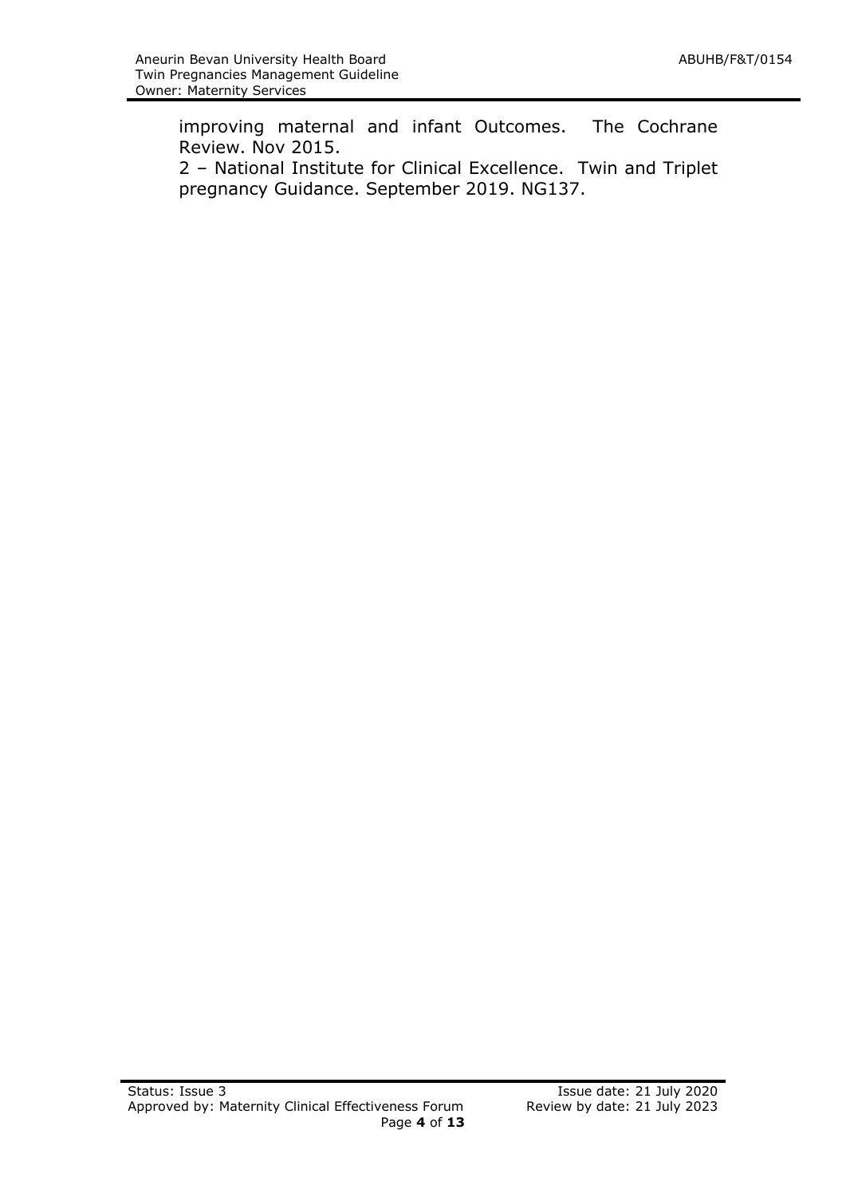improving maternal and infant Outcomes. The Cochrane Review. Nov 2015.

2 – National Institute for Clinical Excellence. Twin and Triplet pregnancy Guidance. September 2019. NG137.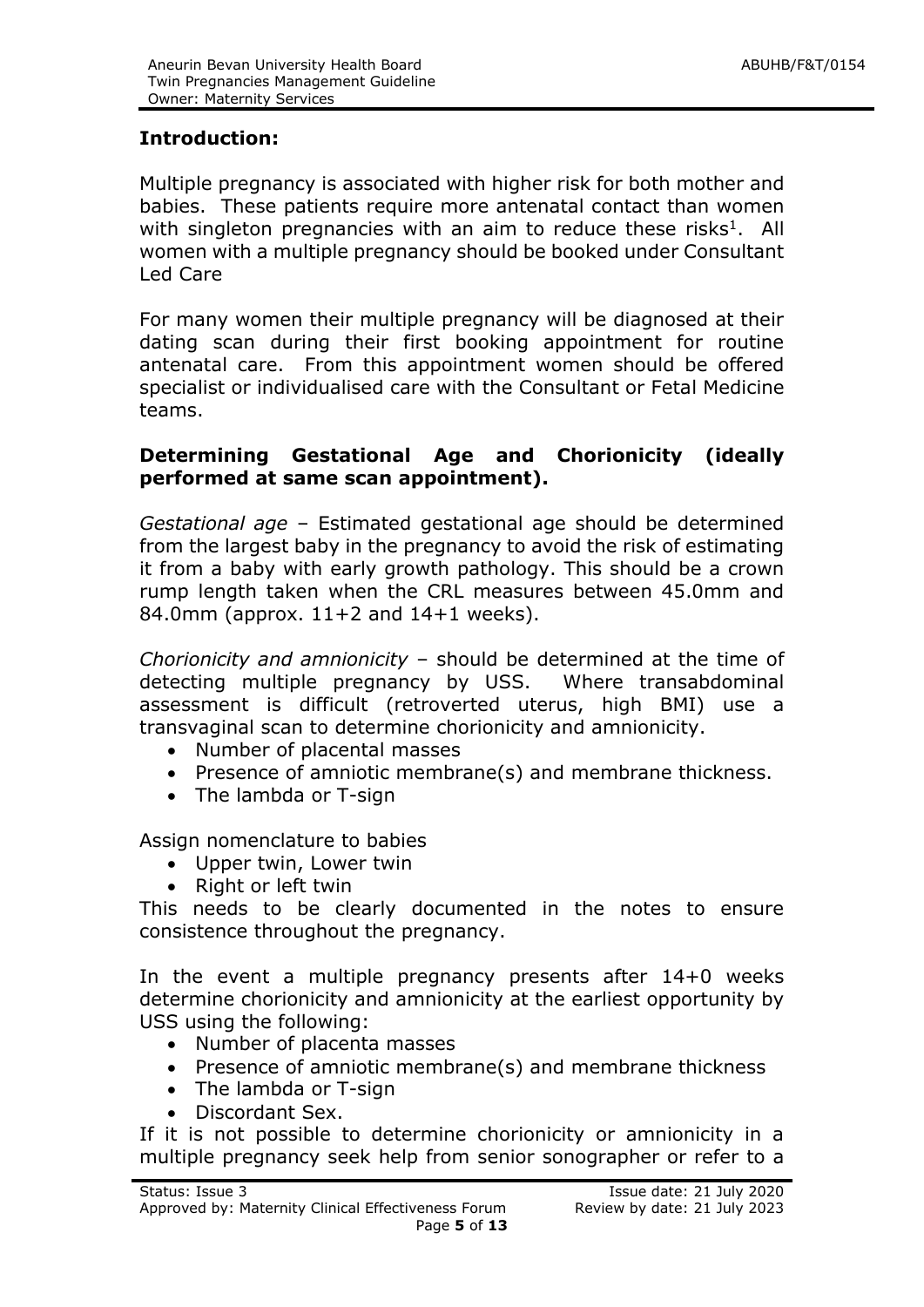## Introduction:

Multiple pregnancy is associated with higher risk for both mother and babies. These patients require more antenatal contact than women with singleton pregnancies with an aim to reduce these risks[1]. All women with a multiple pregnancy should be booked under Consultant Led Care

For many women their multiple pregnancy will be diagnosed at their dating scan during their first booking appointment for routine antenatal care. From this appointment women should be offered specialist or individualised care with the Consultant or Fetal Medicine teams.

## Determining Gestational Age and Chorionicity (ideally performed at same scan appointment).

*Gestational age* – Estimated gestational age should be determined from the largest baby in the pregnancy to avoid the risk of estimating it from a baby with early growth pathology. This should be a crown rump length taken when the CRL measures between 45.0mm and 84.0mm (approx. 11+2 and 14+1 weeks).

*Chorionicity and amnionicity* – should be determined at the time of detecting multiple pregnancy by USS. Where transabdominal assessment is difficult (retroverted uterus, high BMI) use a transvaginal scan to determine chorionicity and amnionicity.

- Number of placental masses
- Presence of amniotic membrane(s) and membrane thickness.
- The lambda or T-sign

Assign nomenclature to babies

- Upper twin, Lower twin
- Right or left twin

This needs to be clearly documented in the notes to ensure consistence throughout the pregnancy.

In the event a multiple pregnancy presents after 14+0 weeks determine chorionicity and amnionicity at the earliest opportunity by USS using the following:

- Number of placenta masses
- Presence of amniotic membrane(s) and membrane thickness
- The lambda or T-sign
- Discordant Sex.

If it is not possible to determine chorionicity or amnionicity in a multiple pregnancy seek help from senior sonographer or refer to a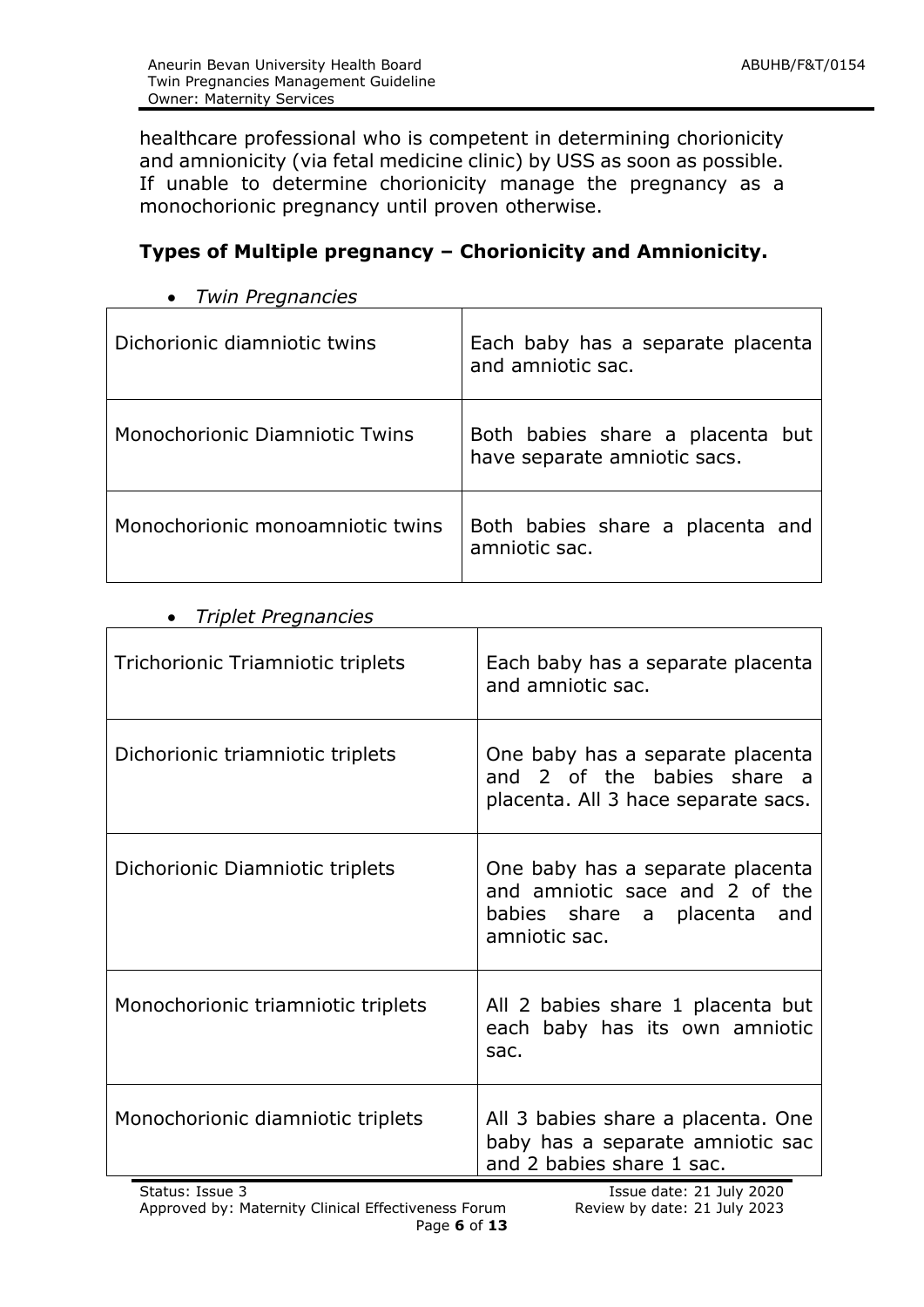healthcare professional who is competent in determining chorionicity and amnionicity (via fetal medicine clinic) by USS as soon as possible. If unable to determine chorionicity manage the pregnancy as a monochorionic pregnancy until proven otherwise.

## Types of Multiple pregnancy – Chorionicity and Amnionicity.

- *Twin Pregnancies*

| | |
|---|---|
| Dichorionic diamniotic twins | Each baby has a separate placenta and amniotic sac. |
| Monochorionic Diamniotic Twins | Both babies share a placenta but have separate amniotic sacs. |
| Monochorionic monoamniotic twins | Both babies share a placenta and amniotic sac. |

- *Triplet Pregnancies*

| | |
|---|---|
| Trichorionic Triamniotic triplets | Each baby has a separate placenta and amniotic sac. |
| Dichorionic triamniotic triplets | One baby has a separate placenta and 2 of the babies share a placenta. All 3 hace separate sacs. |
| Dichorionic Diamniotic triplets | One baby has a separate placenta and amniotic sace and 2 of the babies share a placenta and amniotic sac. |
| Monochorionic triamniotic triplets | All 2 babies share 1 placenta but each baby has its own amniotic sac. |
| Monochorionic diamniotic triplets | All 3 babies share a placenta. One baby has a separate amniotic sac and 2 babies share 1 sac. |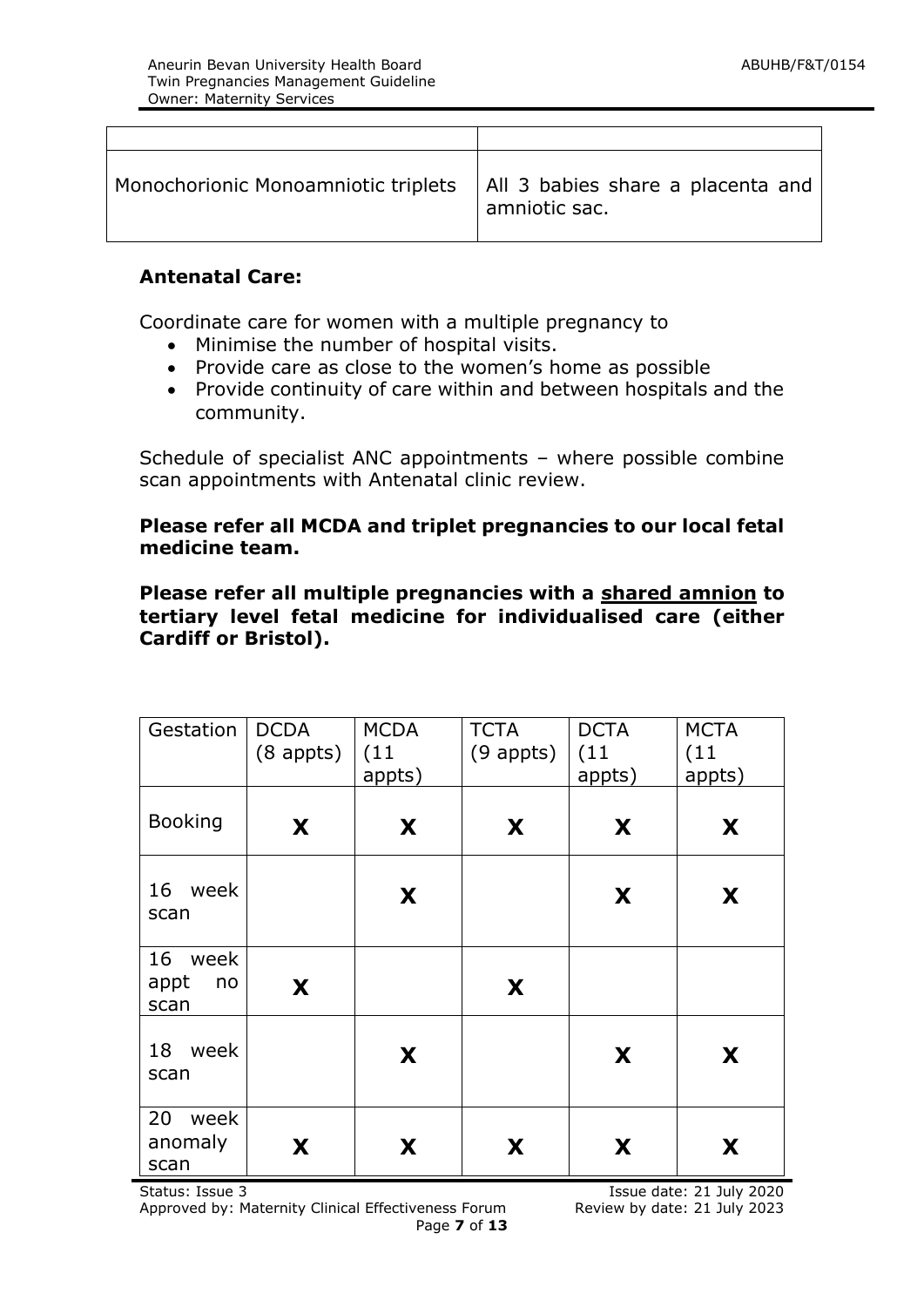| | |
|---|---|
| Monochorionic Monoamniotic triplets | All 3 babies share a placenta and amniotic sac. |

**Antenatal Care:**

Coordinate care for women with a multiple pregnancy to

- Minimise the number of hospital visits.
- Provide care as close to the women's home as possible
- Provide continuity of care within and between hospitals and the community.

Schedule of specialist ANC appointments – where possible combine scan appointments with Antenatal clinic review.

**Please refer all MCDA and triplet pregnancies to our local fetal medicine team.**

**Please refer all multiple pregnancies with a shared amnion to tertiary level fetal medicine for individualised care (either Cardiff or Bristol).**

| Gestation | DCDA (8 appts) | MCDA (11 appts) | TCTA (9 appts) | DCTA (11 appts) | MCTA (11 appts) |
|---|---|---|---|---|---|
| Booking | X | X | X | X | X |
| 16 week scan | | X | | X | X |
| 16 week appt no scan | X | | X | | |
| 18 week scan | | X | | X | X |
| 20 week anomaly scan | X | X | X | X | X |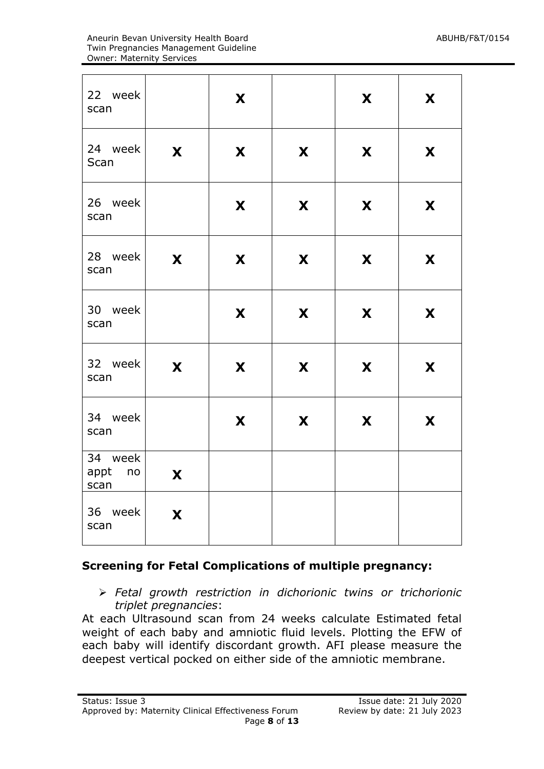| | | | | | |
|---|---|---|---|---|---|
| 22 week scan | | **X** | | **X** | **X** |
| 24 week Scan | **X** | **X** | **X** | **X** | **X** |
| 26 week scan | | **X** | **X** | **X** | **X** |
| 28 week scan | **X** | **X** | **X** | **X** | **X** |
| 30 week scan | | **X** | **X** | **X** | **X** |
| 32 week scan | **X** | **X** | **X** | **X** | **X** |
| 34 week scan | | **X** | **X** | **X** | **X** |
| 34 week appt no scan | **X** | | | | |
| 36 week scan | **X** | | | | |

## Screening for Fetal Complications of multiple pregnancy:

- *Fetal growth restriction in dichorionic twins or trichorionic triplet pregnancies*:

At each Ultrasound scan from 24 weeks calculate Estimated fetal weight of each baby and amniotic fluid levels. Plotting the EFW of each baby will identify discordant growth. AFI please measure the deepest vertical pocked on either side of the amniotic membrane.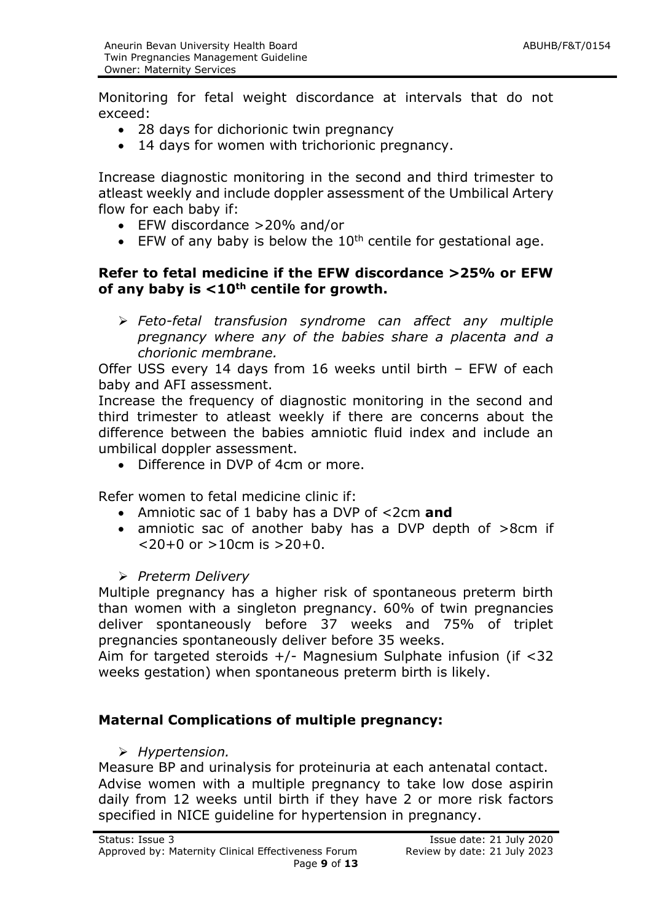Monitoring for fetal weight discordance at intervals that do not exceed:

- 28 days for dichorionic twin pregnancy
- 14 days for women with trichorionic pregnancy.

Increase diagnostic monitoring in the second and third trimester to atleast weekly and include doppler assessment of the Umbilical Artery flow for each baby if:

- EFW discordance >20% and/or
- EFW of any baby is below the 10th centile for gestational age.

**Refer to fetal medicine if the EFW discordance >25% or EFW of any baby is <10th centile for growth.**

- *Feto-fetal transfusion syndrome can affect any multiple pregnancy where any of the babies share a placenta and a chorionic membrane.*

Offer USS every 14 days from 16 weeks until birth – EFW of each baby and AFI assessment.

Increase the frequency of diagnostic monitoring in the second and third trimester to atleast weekly if there are concerns about the difference between the babies amniotic fluid index and include an umbilical doppler assessment.

- Difference in DVP of 4cm or more.

Refer women to fetal medicine clinic if:

- Amniotic sac of 1 baby has a DVP of <2cm **and**
- amniotic sac of another baby has a DVP depth of >8cm if <20+0 or >10cm is >20+0.

- *Preterm Delivery*

Multiple pregnancy has a higher risk of spontaneous preterm birth than women with a singleton pregnancy. 60% of twin pregnancies deliver spontaneously before 37 weeks and 75% of triplet pregnancies spontaneously deliver before 35 weeks.

Aim for targeted steroids +/- Magnesium Sulphate infusion (if <32 weeks gestation) when spontaneous preterm birth is likely.

## Maternal Complications of multiple pregnancy:

- *Hypertension.*

Measure BP and urinalysis for proteinuria at each antenatal contact.

Advise women with a multiple pregnancy to take low dose aspirin daily from 12 weeks until birth if they have 2 or more risk factors specified in NICE guideline for hypertension in pregnancy.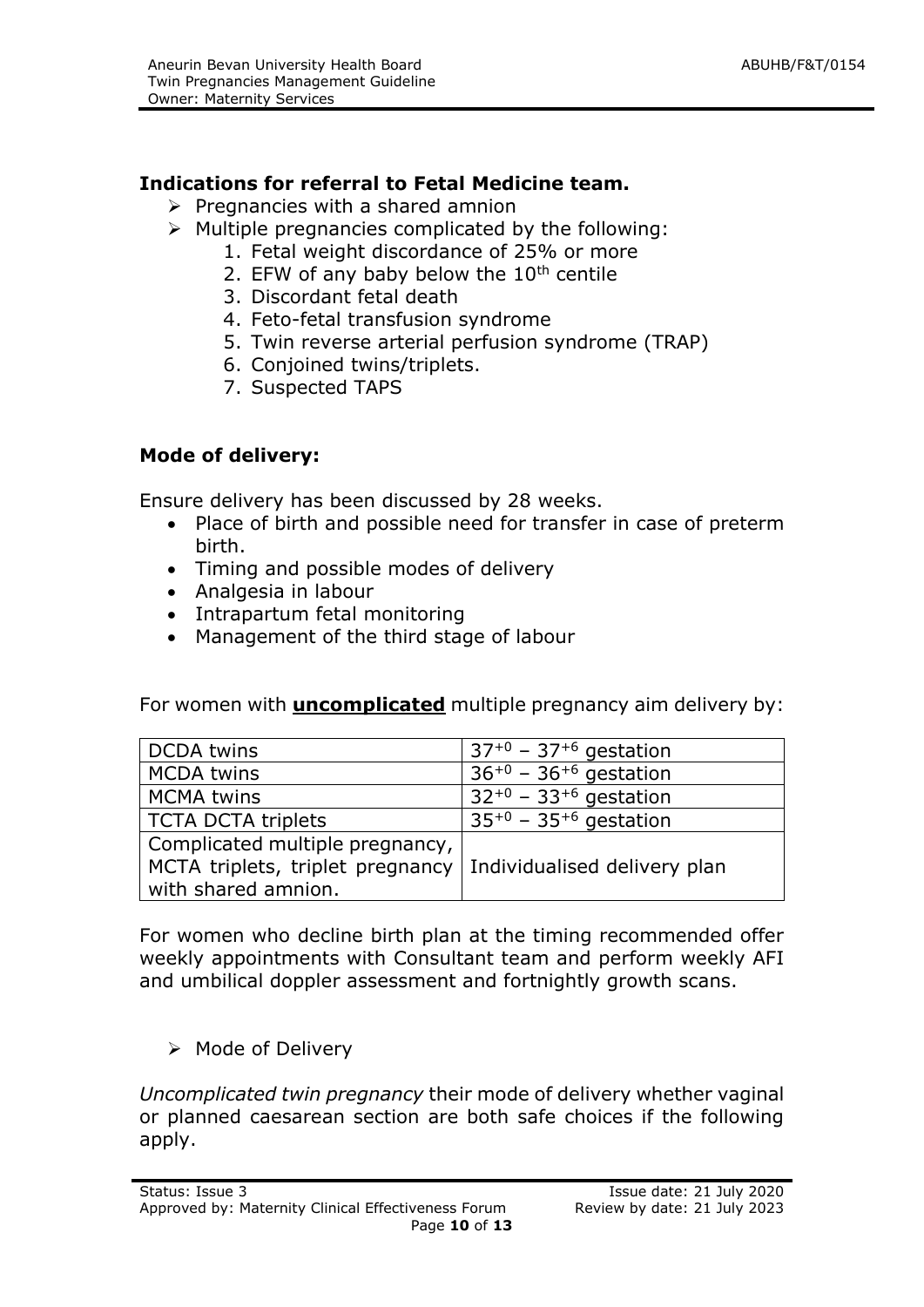**Indications for referral to Fetal Medicine team.**

- Pregnancies with a shared amnion
- Multiple pregnancies complicated by the following:
  1. Fetal weight discordance of 25% or more
  2. EFW of any baby below the 10th centile
  3. Discordant fetal death
  4. Feto-fetal transfusion syndrome
  5. Twin reverse arterial perfusion syndrome (TRAP)
  6. Conjoined twins/triplets.
  7. Suspected TAPS

**Mode of delivery:**

Ensure delivery has been discussed by 28 weeks.

- Place of birth and possible need for transfer in case of preterm birth.
- Timing and possible modes of delivery
- Analgesia in labour
- Intrapartum fetal monitoring
- Management of the third stage of labour

For women with **uncomplicated** multiple pregnancy aim delivery by:

| | |
|---|---|
| DCDA twins | $37^{+0}$ – $37^{+6}$ gestation |
| MCDA twins | $36^{+0}$ – $36^{+6}$ gestation |
| MCMA twins | $32^{+0}$ – $33^{+6}$ gestation |
| TCTA DCTA triplets | $35^{+0}$ – $35^{+6}$ gestation |
| Complicated multiple pregnancy, MCTA triplets, triplet pregnancy with shared amnion. | Individualised delivery plan |

For women who decline birth plan at the timing recommended offer weekly appointments with Consultant team and perform weekly AFI and umbilical doppler assessment and fortnightly growth scans.

- Mode of Delivery

*Uncomplicated twin pregnancy* their mode of delivery whether vaginal or planned caesarean section are both safe choices if the following apply.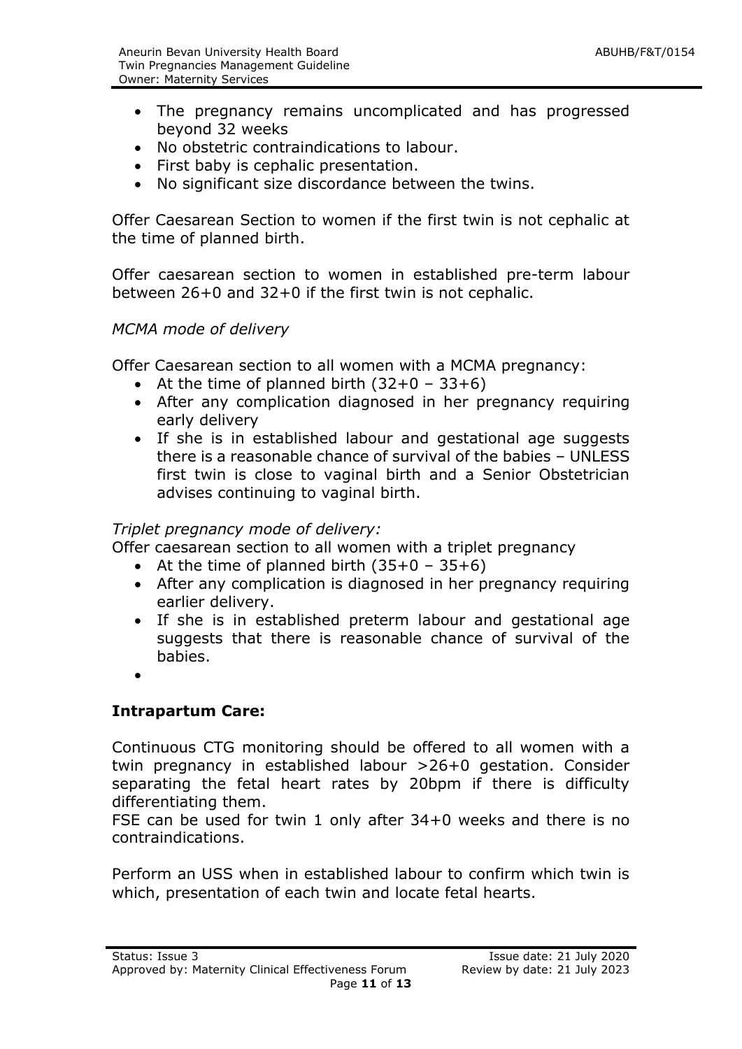- The pregnancy remains uncomplicated and has progressed beyond 32 weeks
- No obstetric contraindications to labour.
- First baby is cephalic presentation.
- No significant size discordance between the twins.

Offer Caesarean Section to women if the first twin is not cephalic at the time of planned birth.

Offer caesarean section to women in established pre-term labour between 26+0 and 32+0 if the first twin is not cephalic.

*MCMA mode of delivery*

Offer Caesarean section to all women with a MCMA pregnancy:

- At the time of planned birth (32+0 – 33+6)
- After any complication diagnosed in her pregnancy requiring early delivery
- If she is in established labour and gestational age suggests there is a reasonable chance of survival of the babies – UNLESS first twin is close to vaginal birth and a Senior Obstetrician advises continuing to vaginal birth.

*Triplet pregnancy mode of delivery:*

Offer caesarean section to all women with a triplet pregnancy

- At the time of planned birth (35+0 – 35+6)
- After any complication is diagnosed in her pregnancy requiring earlier delivery.
- If she is in established preterm labour and gestational age suggests that there is reasonable chance of survival of the babies.

## Intrapartum Care:

Continuous CTG monitoring should be offered to all women with a twin pregnancy in established labour >26+0 gestation. Consider separating the fetal heart rates by 20bpm if there is difficulty differentiating them.
FSE can be used for twin 1 only after 34+0 weeks and there is no contraindications.

Perform an USS when in established labour to confirm which twin is which, presentation of each twin and locate fetal hearts.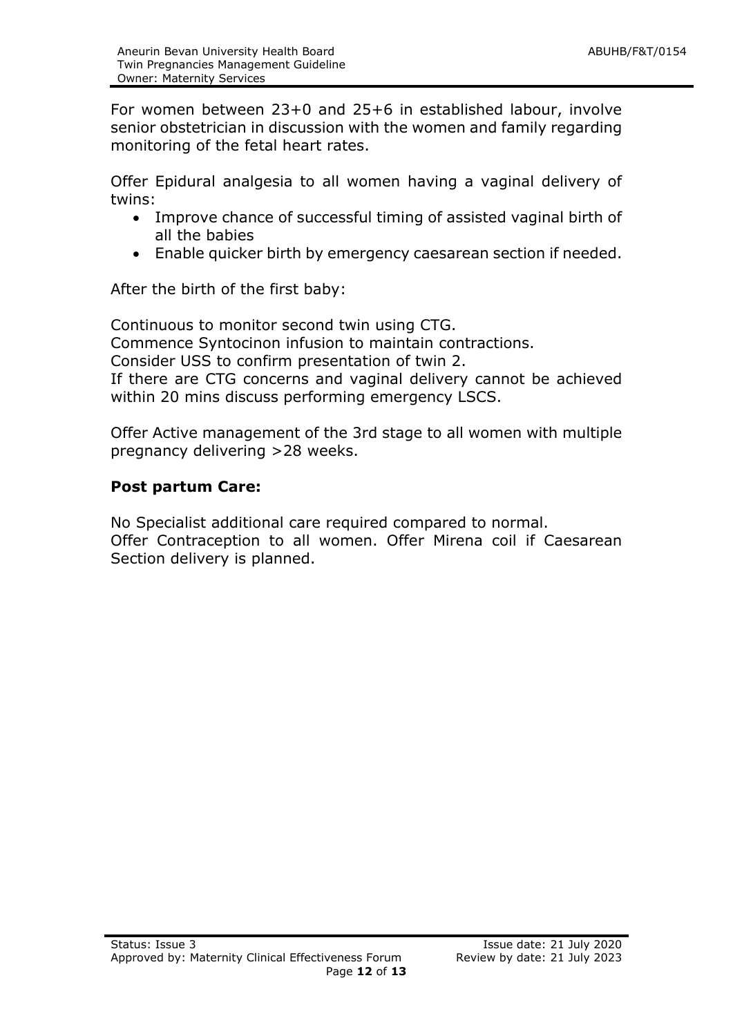For women between 23+0 and 25+6 in established labour, involve senior obstetrician in discussion with the women and family regarding monitoring of the fetal heart rates.

Offer Epidural analgesia to all women having a vaginal delivery of twins:

- Improve chance of successful timing of assisted vaginal birth of all the babies
- Enable quicker birth by emergency caesarean section if needed.

After the birth of the first baby:

Continuous to monitor second twin using CTG.
Commence Syntocinon infusion to maintain contractions.
Consider USS to confirm presentation of twin 2.
If there are CTG concerns and vaginal delivery cannot be achieved within 20 mins discuss performing emergency LSCS.

Offer Active management of the 3rd stage to all women with multiple pregnancy delivering >28 weeks.

**Post partum Care:**

No Specialist additional care required compared to normal.
Offer Contraception to all women. Offer Mirena coil if Caesarean Section delivery is planned.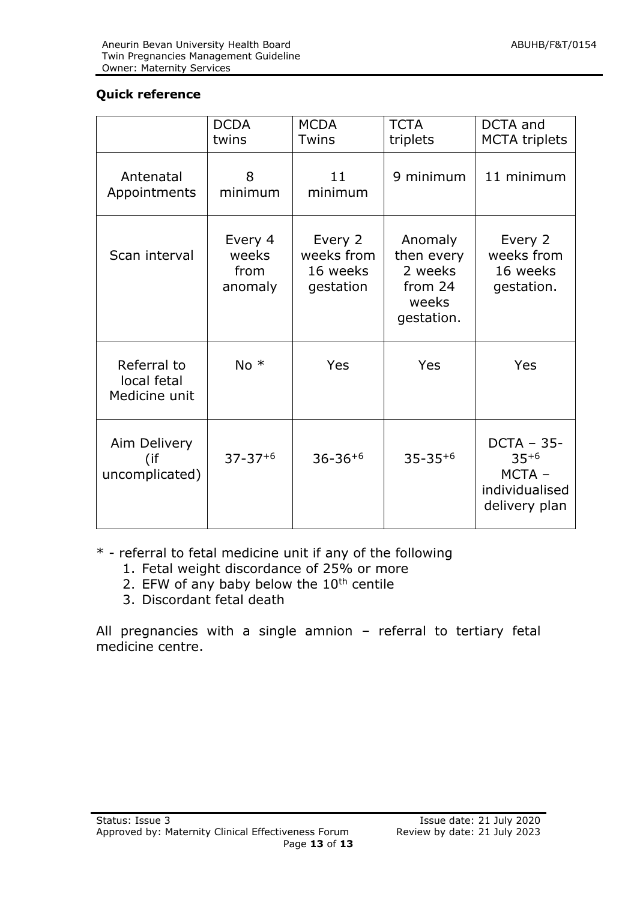**Quick reference**

| | DCDA twins | MCDA Twins | TCTA triplets | DCTA and MCTA triplets |
|---|---|---|---|---|
| Antenatal Appointments | 8 minimum | 11 minimum | 9 minimum | 11 minimum |
| Scan interval | Every 4 weeks from anomaly | Every 2 weeks from 16 weeks gestation | Anomaly then every 2 weeks from 24 weeks gestation. | Every 2 weeks from 16 weeks gestation. |
| Referral to local fetal Medicine unit | No * | Yes | Yes | Yes |
| Aim Delivery (if uncomplicated) | $37\text{-}37^{+6}$ | $36\text{-}36^{+6}$ | $35\text{-}35^{+6}$ | DCTA – $35\text{-}35^{+6}$ MCTA – individualised delivery plan |

* - referral to fetal medicine unit if any of the following

1. Fetal weight discordance of 25% or more
2. EFW of any baby below the 10th centile
3. Discordant fetal death

All pregnancies with a single amnion – referral to tertiary fetal medicine centre.